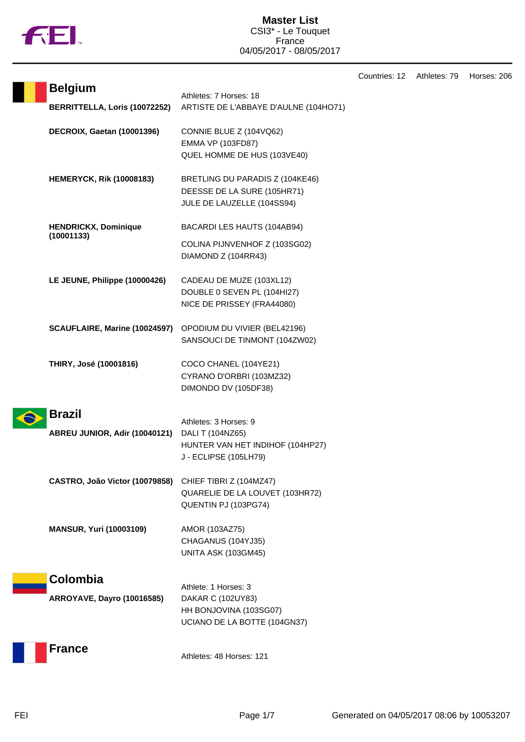# Master List

CSI3* - Le Touquet
France
04/05/2017 - 08/05/2017

Countries: 12 Athletes: 79 Horses: 206

## Belgium

Athletes: 7 Horses: 18

| Athlete | Horses |
| --- | --- |
| **BERRITTELLA, Loris (10072252)** | ARTISTE DE L'ABBAYE D'AULNE (104HO71) |
| **DECROIX, Gaetan (10001396)** | CONNIE BLUE Z (104VQ62)<br>EMMA VP (103FD87)<br>QUEL HOMME DE HUS (103VE40) |
| **HEMERYCK, Rik (10008183)** | BRETLING DU PARADIS Z (104KE46)<br>DEESSE DE LA SURE (105HR71)<br>JULE DE LAUZELLE (104SS94) |
| **HENDRICKX, Dominique (10001133)** | BACARDI LES HAUTS (104AB94)<br>COLINA PIJNVENHOF Z (103SG02)<br>DIAMOND Z (104RR43) |
| **LE JEUNE, Philippe (10000426)** | CADEAU DE MUZE (103XL12)<br>DOUBLE 0 SEVEN PL (104HI27)<br>NICE DE PRISSEY (FRA44080) |
| **SCAUFLAIRE, Marine (10024597)** | OPODIUM DU VIVIER (BEL42196)<br>SANSOUCI DE TINMONT (104ZW02) |
| **THIRY, José (10001816)** | COCO CHANEL (104YE21)<br>CYRANO D'ORBRI (103MZ32)<br>DIMONDO DV (105DF38) |

## Brazil

Athletes: 3 Horses: 9

| Athlete | Horses |
| --- | --- |
| **ABREU JUNIOR, Adir (10040121)** | DALI T (104NZ65)<br>HUNTER VAN HET INDIHOF (104HP27)<br>J - ECLIPSE (105LH79) |
| **CASTRO, João Victor (10079858)** | CHIEF TIBRI Z (104MZ47)<br>QUARELIE DE LA LOUVET (103HR72)<br>QUENTIN PJ (103PG74) |
| **MANSUR, Yuri (10003109)** | AMOR (103AZ75)<br>CHAGANUS (104YJ35)<br>UNITA ASK (103GM45) |

## Colombia

Athlete: 1 Horses: 3

| Athlete | Horses |
| --- | --- |
| **ARROYAVE, Dayro (10016585)** | DAKAR C (102UY83)<br>HH BONJOVINA (103SG07)<br>UCIANO DE LA BOTTE (104GN37) |

## France

Athletes: 48 Horses: 121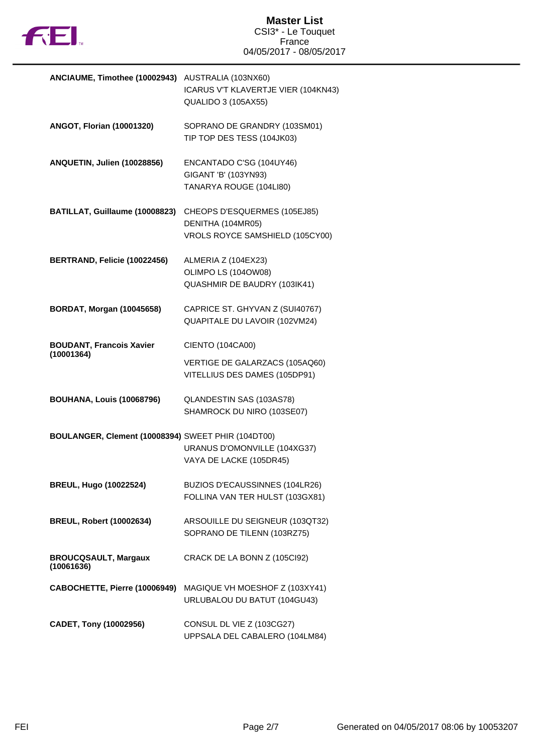| Athlete | Horses |
|---|---|
| **ANCIAUME, Timothee (10002943)** | AUSTRALIA (103NX60)<br>ICARUS V'T KLAVERTJE VIER (104KN43)<br>QUALIDO 3 (105AX55) |
| **ANGOT, Florian (10001320)** | SOPRANO DE GRANDRY (103SM01)<br>TIP TOP DES TESS (104JK03) |
| **ANQUETIN, Julien (10028856)** | ENCANTADO C'SG (104UY46)<br>GIGANT 'B' (103YN93)<br>TANARYA ROUGE (104LI80) |
| **BATILLAT, Guillaume (10008823)** | CHEOPS D'ESQUERMES (105EJ85)<br>DENITHA (104MR05)<br>VROLS ROYCE SAMSHIELD (105CY00) |
| **BERTRAND, Felicie (10022456)** | ALMERIA Z (104EX23)<br>OLIMPO LS (104OW08)<br>QUASHMIR DE BAUDRY (103IK41) |
| **BORDAT, Morgan (10045658)** | CAPRICE ST. GHYVAN Z (SUI40767)<br>QUAPITALE DU LAVOIR (102VM24) |
| **BOUDANT, Francois Xavier (10001364)** | CIENTO (104CA00)<br>VERTIGE DE GALARZACS (105AQ60)<br>VITELLIUS DES DAMES (105DP91) |
| **BOUHANA, Louis (10068796)** | QLANDESTIN SAS (103AS78)<br>SHAMROCK DU NIRO (103SE07) |
| **BOULANGER, Clement (10008394)** | SWEET PHIR (104DT00)<br>URANUS D'OMONVILLE (104XG37)<br>VAYA DE LACKE (105DR45) |
| **BREUL, Hugo (10022524)** | BUZIOS D'ECAUSSINNES (104LR26)<br>FOLLINA VAN TER HULST (103GX81) |
| **BREUL, Robert (10002634)** | ARSOUILLE DU SEIGNEUR (103QT32)<br>SOPRANO DE TILENN (103RZ75) |
| **BROUCQSAULT, Margaux (10061636)** | CRACK DE LA BONN Z (105CI92) |
| **CABOCHETTE, Pierre (10006949)** | MAGIQUE VH MOESHOF Z (103XY41)<br>URLUBALOU DU BATUT (104GU43) |
| **CADET, Tony (10002956)** | CONSUL DL VIE Z (103CG27)<br>UPPSALA DEL CABALERO (104LM84) |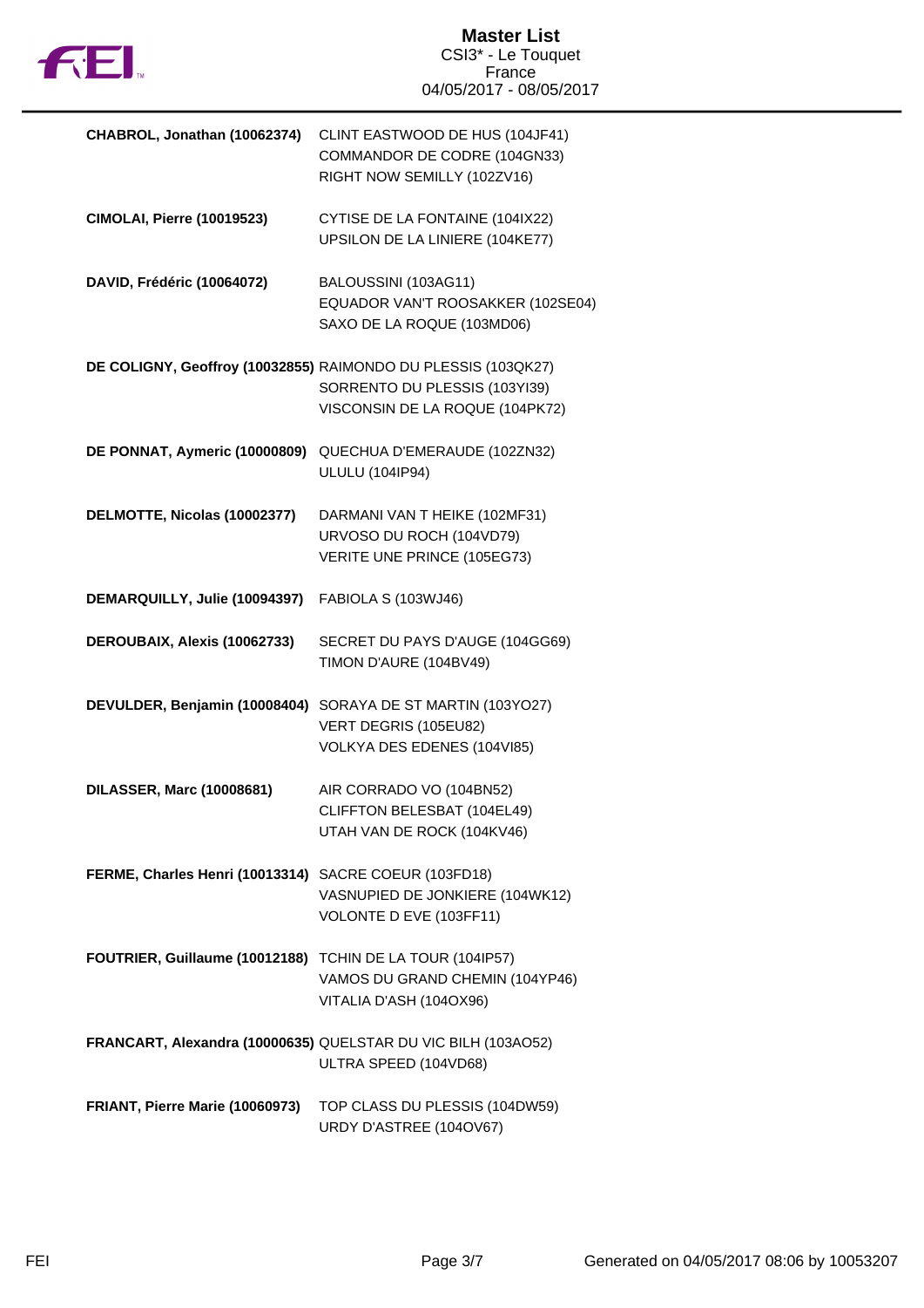# Master List

CSI3* - Le Touquet
France
04/05/2017 - 08/05/2017

| Rider | Horses |
|---|---|
| **CHABROL, Jonathan (10062374)** | CLINT EASTWOOD DE HUS (104JF41)<br>COMMANDOR DE CODRE (104GN33)<br>RIGHT NOW SEMILLY (102ZV16) |
| **CIMOLAI, Pierre (10019523)** | CYTISE DE LA FONTAINE (104IX22)<br>UPSILON DE LA LINIERE (104KE77) |
| **DAVID, Frédéric (10064072)** | BALOUSSINI (103AG11)<br>EQUADOR VAN'T ROOSAKKER (102SE04)<br>SAXO DE LA ROQUE (103MD06) |
| **DE COLIGNY, Geoffroy (10032855)** | RAIMONDO DU PLESSIS (103QK27)<br>SORRENTO DU PLESSIS (103YI39)<br>VISCONSIN DE LA ROQUE (104PK72) |
| **DE PONNAT, Aymeric (10000809)** | QUECHUA D'EMERAUDE (102ZN32)<br>ULULU (104IP94) |
| **DELMOTTE, Nicolas (10002377)** | DARMANI VAN T HEIKE (102MF31)<br>URVOSO DU ROCH (104VD79)<br>VERITE UNE PRINCE (105EG73) |
| **DEMARQUILLY, Julie (10094397)** | FABIOLA S (103WJ46) |
| **DEROUBAIX, Alexis (10062733)** | SECRET DU PAYS D'AUGE (104GG69)<br>TIMON D'AURE (104BV49) |
| **DEVULDER, Benjamin (10008404)** | SORAYA DE ST MARTIN (103YO27)<br>VERT DEGRIS (105EU82)<br>VOLKYA DES EDENES (104VI85) |
| **DILASSER, Marc (10008681)** | AIR CORRADO VO (104BN52)<br>CLIFFTON BELESBAT (104EL49)<br>UTAH VAN DE ROCK (104KV46) |
| **FERME, Charles Henri (10013314)** | SACRE COEUR (103FD18)<br>VASNUPIED DE JONKIERE (104WK12)<br>VOLONTE D EVE (103FF11) |
| **FOUTRIER, Guillaume (10012188)** | TCHIN DE LA TOUR (104IP57)<br>VAMOS DU GRAND CHEMIN (104YP46)<br>VITALIA D'ASH (104OX96) |
| **FRANCART, Alexandra (10000635)** | QUELSTAR DU VIC BILH (103AO52)<br>ULTRA SPEED (104VD68) |
| **FRIANT, Pierre Marie (10060973)** | TOP CLASS DU PLESSIS (104DW59)<br>URDY D'ASTREE (104OV67) |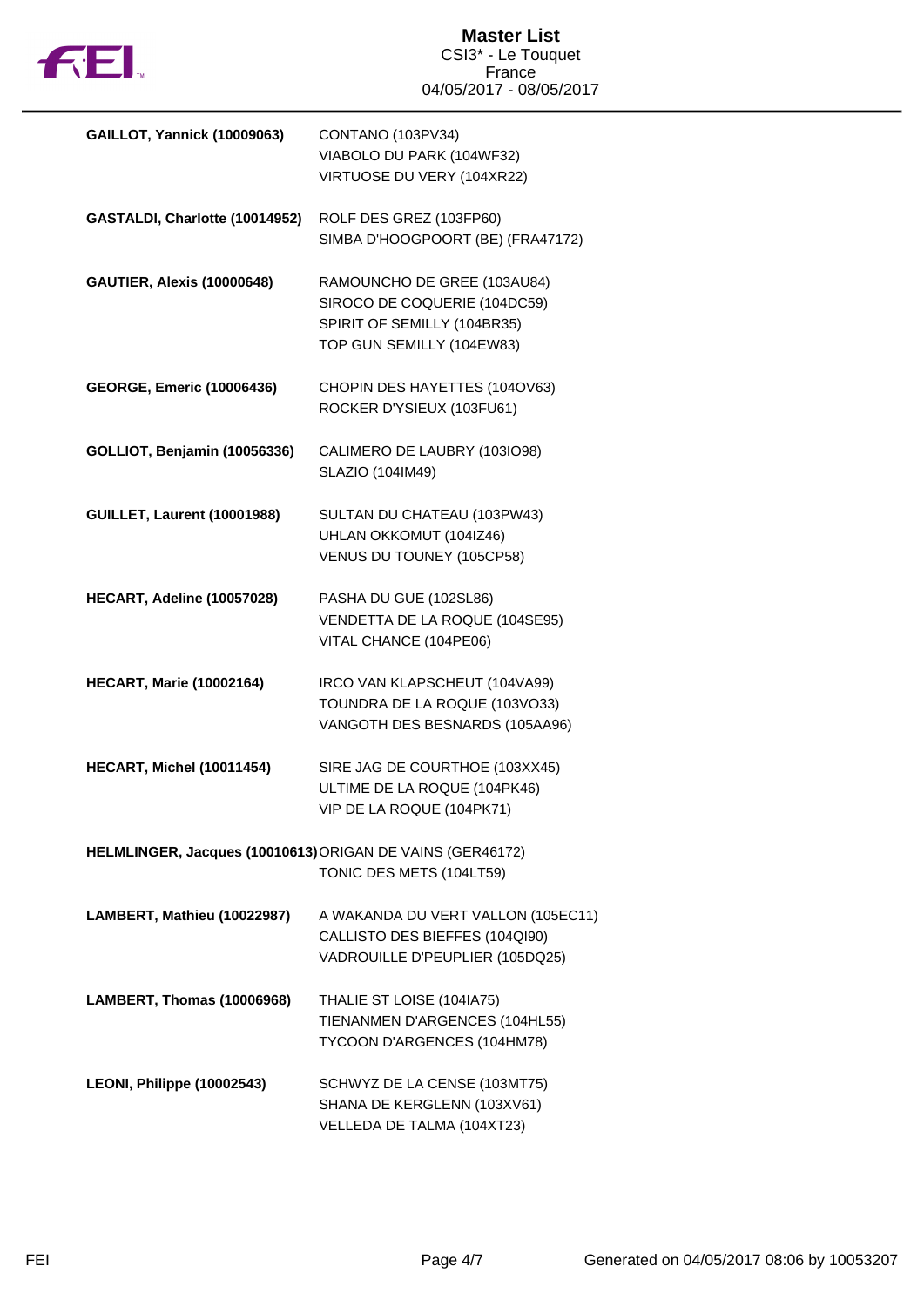| Rider | Horses |
|---|---|
| **GAILLOT, Yannick (10009063)** | CONTANO (103PV34)<br>VIABOLO DU PARK (104WF32)<br>VIRTUOSE DU VERY (104XR22) |
| **GASTALDI, Charlotte (10014952)** | ROLF DES GREZ (103FP60)<br>SIMBA D'HOOGPOORT (BE) (FRA47172) |
| **GAUTIER, Alexis (10000648)** | RAMOUNCHO DE GREE (103AU84)<br>SIROCO DE COQUERIE (104DC59)<br>SPIRIT OF SEMILLY (104BR35)<br>TOP GUN SEMILLY (104EW83) |
| **GEORGE, Emeric (10006436)** | CHOPIN DES HAYETTES (104OV63)<br>ROCKER D'YSIEUX (103FU61) |
| **GOLLIOT, Benjamin (10056336)** | CALIMERO DE LAUBRY (103IO98)<br>SLAZIO (104IM49) |
| **GUILLET, Laurent (10001988)** | SULTAN DU CHATEAU (103PW43)<br>UHLAN OKKOMUT (104IZ46)<br>VENUS DU TOUNEY (105CP58) |
| **HECART, Adeline (10057028)** | PASHA DU GUE (102SL86)<br>VENDETTA DE LA ROQUE (104SE95)<br>VITAL CHANCE (104PE06) |
| **HECART, Marie (10002164)** | IRCO VAN KLAPSCHEUT (104VA99)<br>TOUNDRA DE LA ROQUE (103VO33)<br>VANGOTH DES BESNARDS (105AA96) |
| **HECART, Michel (10011454)** | SIRE JAG DE COURTHOE (103XX45)<br>ULTIME DE LA ROQUE (104PK46)<br>VIP DE LA ROQUE (104PK71) |
| **HELMLINGER, Jacques (10010613)** | ORIGAN DE VAINS (GER46172)<br>TONIC DES METS (104LT59) |
| **LAMBERT, Mathieu (10022987)** | A WAKANDA DU VERT VALLON (105EC11)<br>CALLISTO DES BIEFFES (104QI90)<br>VADROUILLE D'PEUPLIER (105DQ25) |
| **LAMBERT, Thomas (10006968)** | THALIE ST LOISE (104IA75)<br>TIENANMEN D'ARGENCES (104HL55)<br>TYCOON D'ARGENCES (104HM78) |
| **LEONI, Philippe (10002543)** | SCHWYZ DE LA CENSE (103MT75)<br>SHANA DE KERGLENN (103XV61)<br>VELLEDA DE TALMA (104XT23) |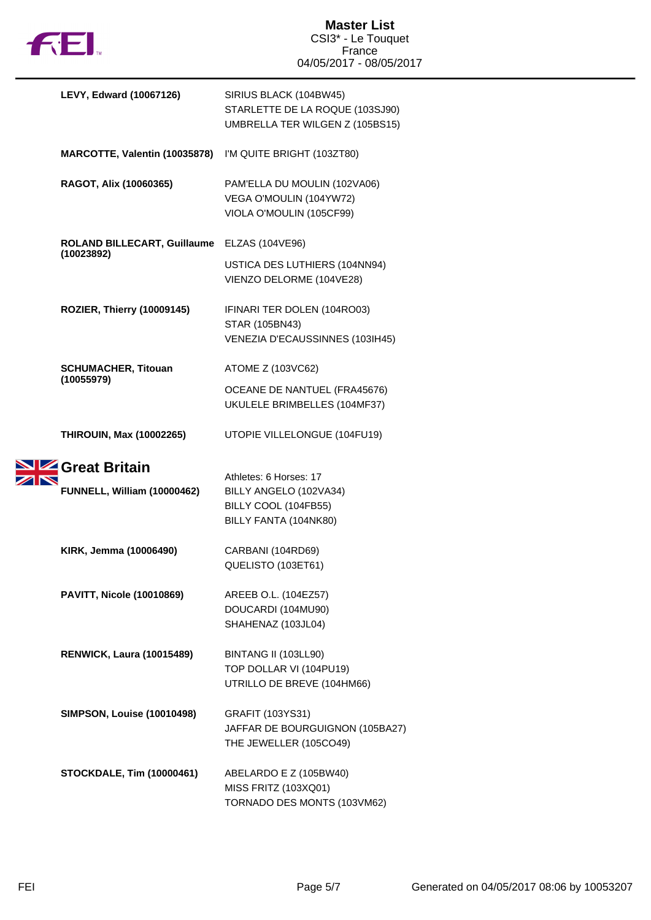**LEVY, Edward (10067126)**
- SIRIUS BLACK (104BW45)
- STARLETTE DE LA ROQUE (103SJ90)
- UMBRELLA TER WILGEN Z (105BS15)

**MARCOTTE, Valentin (10035878)**
- I'M QUITE BRIGHT (103ZT80)

**RAGOT, Alix (10060365)**
- PAM'ELLA DU MOULIN (102VA06)
- VEGA O'MOULIN (104YW72)
- VIOLA O'MOULIN (105CF99)

**ROLAND BILLECART, Guillaume (10023892)**
- ELZAS (104VE96)
- USTICA DES LUTHIERS (104NN94)
- VIENZO DELORME (104VE28)

**ROZIER, Thierry (10009145)**
- IFINARI TER DOLEN (104RO03)
- STAR (105BN43)
- VENEZIA D'ECAUSSINNES (103IH45)

**SCHUMACHER, Titouan (10055979)**
- ATOME Z (103VC62)
- OCEANE DE NANTUEL (FRA45676)
- UKULELE BRIMBELLES (104MF37)

**THIROUIN, Max (10002265)**
- UTOPIE VILLELONGUE (104FU19)

## Great Britain

Athletes: 6 Horses: 17

**FUNNELL, William (10000462)**
- BILLY ANGELO (102VA34)
- BILLY COOL (104FB55)
- BILLY FANTA (104NK80)

**KIRK, Jemma (10006490)**
- CARBANI (104RD69)
- QUELISTO (103ET61)

**PAVITT, Nicole (10010869)**
- AREEB O.L. (104EZ57)
- DOUCARDI (104MU90)
- SHAHENAZ (103JL04)

**RENWICK, Laura (10015489)**
- BINTANG II (103LL90)
- TOP DOLLAR VI (104PU19)
- UTRILLO DE BREVE (104HM66)

**SIMPSON, Louise (10010498)**
- GRAFIT (103YS31)
- JAFFAR DE BOURGUIGNON (105BA27)
- THE JEWELLER (105CO49)

**STOCKDALE, Tim (10000461)**
- ABELARDO E Z (105BW40)
- MISS FRITZ (103XQ01)
- TORNADO DES MONTS (103VM62)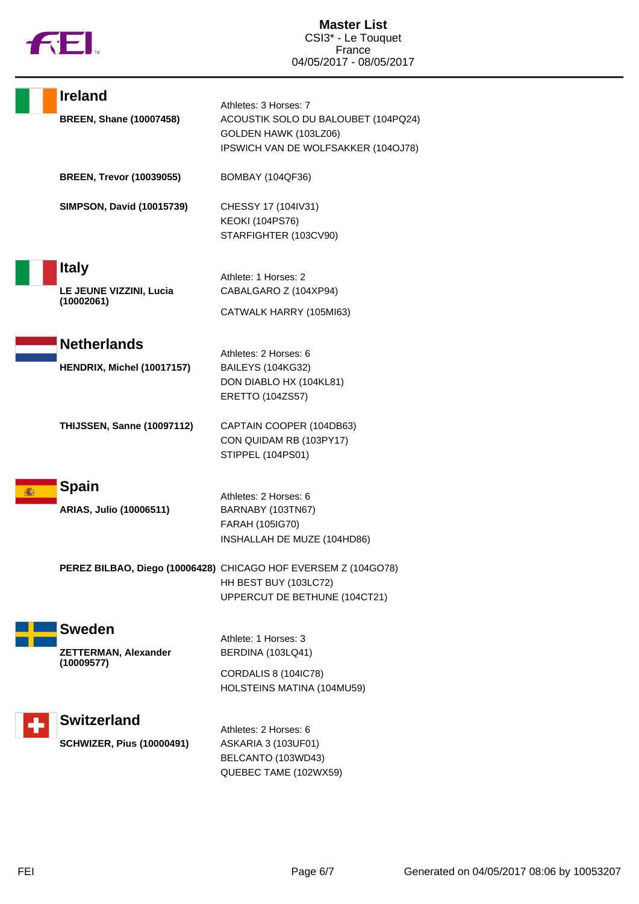## Ireland

Athletes: 3 Horses: 7

| Athlete | Horses |
|---|---|
| **BREEN, Shane (10007458)** | ACOUSTIK SOLO DU BALOUBET (104PQ24)<br>GOLDEN HAWK (103LZ06)<br>IPSWICH VAN DE WOLFSAKKER (104OJ78) |
| **BREEN, Trevor (10039055)** | BOMBAY (104QF36) |
| **SIMPSON, David (10015739)** | CHESSY 17 (104IV31)<br>KEOKI (104PS76)<br>STARFIGHTER (103CV90) |

## Italy

Athlete: 1 Horses: 2

| Athlete | Horses |
|---|---|
| **LE JEUNE VIZZINI, Lucia (10002061)** | CABALGARO Z (104XP94)<br>CATWALK HARRY (105MI63) |

## Netherlands

Athletes: 2 Horses: 6

| Athlete | Horses |
|---|---|
| **HENDRIX, Michel (10017157)** | BAILEYS (104KG32)<br>DON DIABLO HX (104KL81)<br>ERETTO (104ZS57) |
| **THIJSSEN, Sanne (10097112)** | CAPTAIN COOPER (104DB63)<br>CON QUIDAM RB (103PY17)<br>STIPPEL (104PS01) |

## Spain

Athletes: 2 Horses: 6

| Athlete | Horses |
|---|---|
| **ARIAS, Julio (10006511)** | BARNABY (103TN67)<br>FARAH (105IG70)<br>INSHALLAH DE MUZE (104HD86) |
| **PEREZ BILBAO, Diego (10006428)** | CHICAGO HOF EVERSEM Z (104GO78)<br>HH BEST BUY (103LC72)<br>UPPERCUT DE BETHUNE (104CT21) |

## Sweden

Athlete: 1 Horses: 3

| Athlete | Horses |
|---|---|
| **ZETTERMAN, Alexander (10009577)** | BERDINA (103LQ41)<br>CORDALIS 8 (104IC78)<br>HOLSTEINS MATINA (104MU59) |

## Switzerland

Athletes: 2 Horses: 6

| Athlete | Horses |
|---|---|
| **SCHWIZER, Pius (10000491)** | ASKARIA 3 (103UF01)<br>BELCANTO (103WD43)<br>QUEBEC TAME (102WX59) |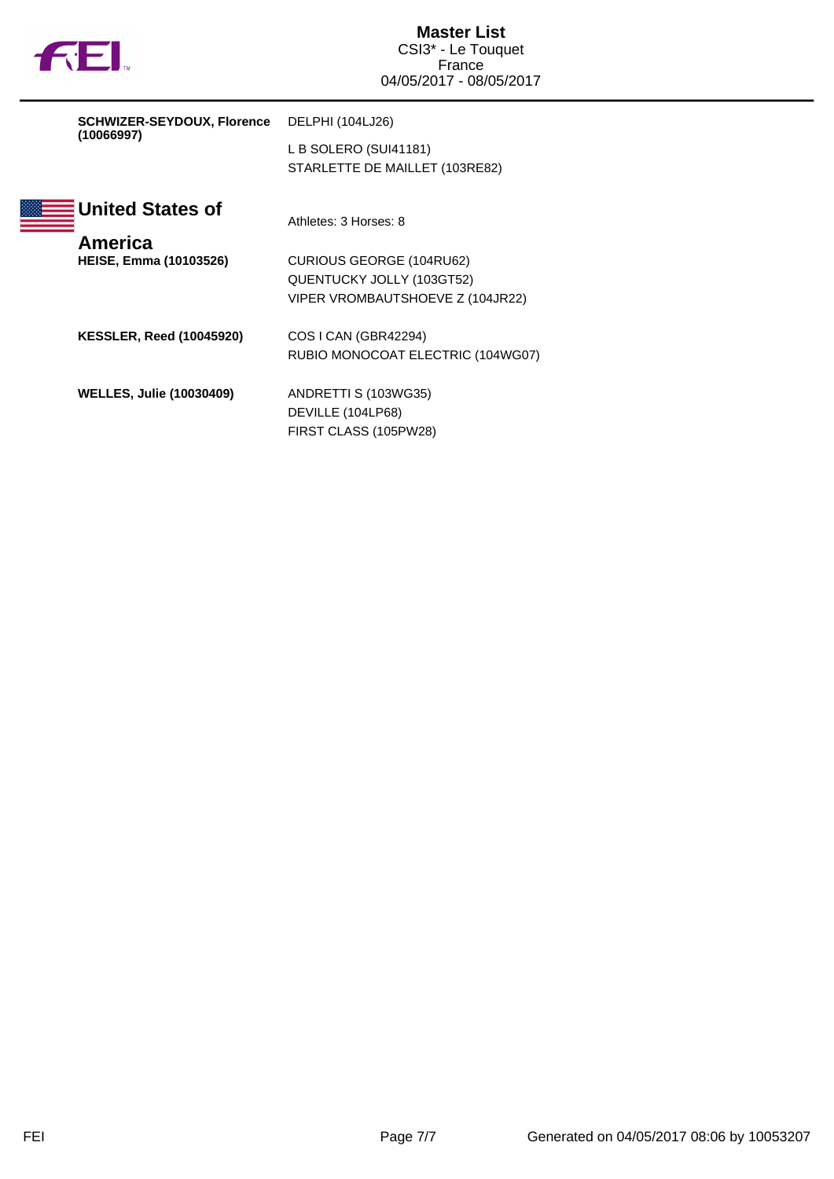| | |
|---|---|
| **SCHWIZER-SEYDOUX, Florence (10066997)** | DELPHI (104LJ26) |
| | L B SOLERO (SUI41181) |
| | STARLETTE DE MAILLET (103RE82) |

## United States of America

Athletes: 3 Horses: 8

| | |
|---|---|
| **HEISE, Emma (10103526)** | CURIOUS GEORGE (104RU62) |
| | QUENTUCKY JOLLY (103GT52) |
| | VIPER VROMBAUTSHOEVE Z (104JR22) |
| **KESSLER, Reed (10045920)** | COS I CAN (GBR42294) |
| | RUBIO MONOCOAT ELECTRIC (104WG07) |
| **WELLES, Julie (10030409)** | ANDRETTI S (103WG35) |
| | DEVILLE (104LP68) |
| | FIRST CLASS (105PW28) |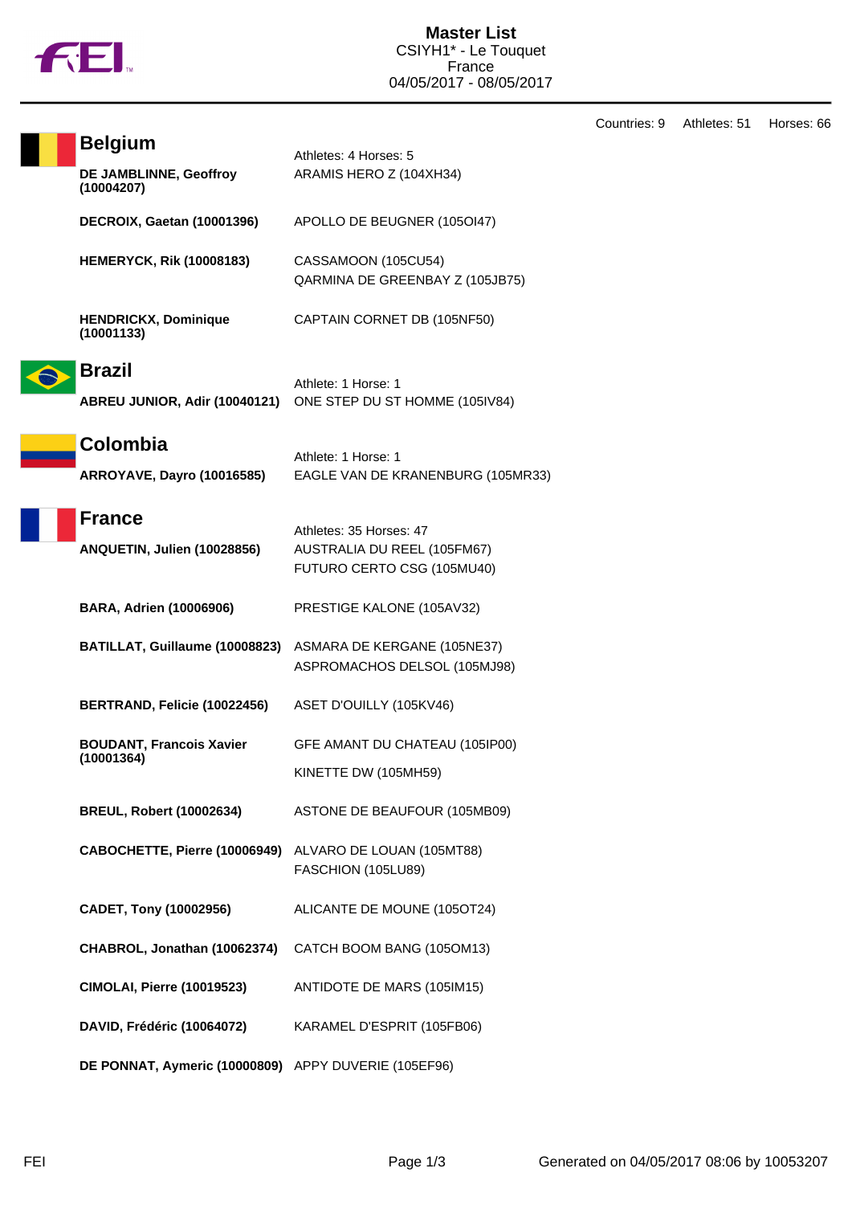# Master List

CSIYH1* - Le Touquet
France
04/05/2017 - 08/05/2017

Countries: 9 Athletes: 51 Horses: 66

## Belgium

Athletes: 4 Horses: 5

| Athlete | Horse(s) |
|---|---|
| **DE JAMBLINNE, Geoffroy (10004207)** | ARAMIS HERO Z (104XH34) |
| **DECROIX, Gaetan (10001396)** | APOLLO DE BEUGNER (105OI47) |
| **HEMERYCK, Rik (10008183)** | CASSAMOON (105CU54)<br>QARMINA DE GREENBAY Z (105JB75) |
| **HENDRICKX, Dominique (10001133)** | CAPTAIN CORNET DB (105NF50) |

## Brazil

Athlete: 1 Horse: 1

| Athlete | Horse(s) |
|---|---|
| **ABREU JUNIOR, Adir (10040121)** | ONE STEP DU ST HOMME (105IV84) |

## Colombia

Athlete: 1 Horse: 1

| Athlete | Horse(s) |
|---|---|
| **ARROYAVE, Dayro (10016585)** | EAGLE VAN DE KRANENBURG (105MR33) |

## France

Athletes: 35 Horses: 47

| Athlete | Horse(s) |
|---|---|
| **ANQUETIN, Julien (10028856)** | AUSTRALIA DU REEL (105FM67)<br>FUTURO CERTO CSG (105MU40) |
| **BARA, Adrien (10006906)** | PRESTIGE KALONE (105AV32) |
| **BATILLAT, Guillaume (10008823)** | ASMARA DE KERGANE (105NE37)<br>ASPROMACHOS DELSOL (105MJ98) |
| **BERTRAND, Felicie (10022456)** | ASET D'OUILLY (105KV46) |
| **BOUDANT, Francois Xavier (10001364)** | GFE AMANT DU CHATEAU (105IP00)<br>KINETTE DW (105MH59) |
| **BREUL, Robert (10002634)** | ASTONE DE BEAUFOUR (105MB09) |
| **CABOCHETTE, Pierre (10006949)** | ALVARO DE LOUAN (105MT88)<br>FASCHION (105LU89) |
| **CADET, Tony (10002956)** | ALICANTE DE MOUNE (105OT24) |
| **CHABROL, Jonathan (10062374)** | CATCH BOOM BANG (105OM13) |
| **CIMOLAI, Pierre (10019523)** | ANTIDOTE DE MARS (105IM15) |
| **DAVID, Frédéric (10064072)** | KARAMEL D'ESPRIT (105FB06) |
| **DE PONNAT, Aymeric (10000809)** | APPY DUVERIE (105EF96) |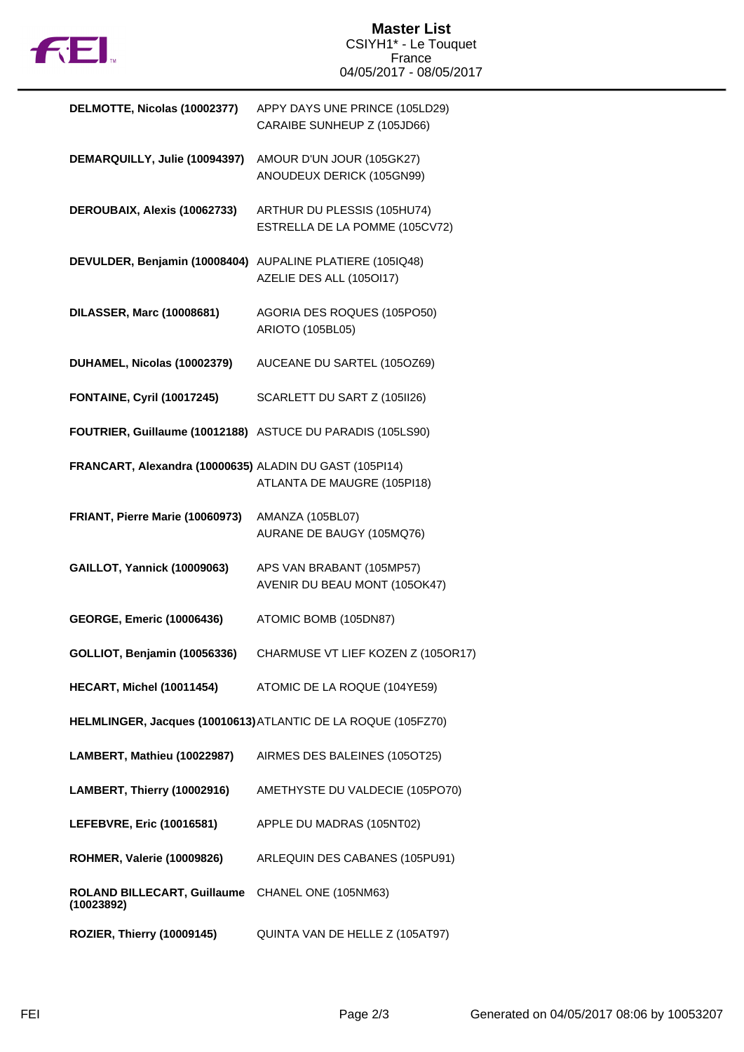# Master List

CSIYH1* - Le Touquet
France
04/05/2017 - 08/05/2017

| Rider | Horses |
|---|---|
| **DELMOTTE, Nicolas (10002377)** | APPY DAYS UNE PRINCE (105LD29)<br>CARAIBE SUNHEUP Z (105JD66) |
| **DEMARQUILLY, Julie (10094397)** | AMOUR D'UN JOUR (105GK27)<br>ANOUDEUX DERICK (105GN99) |
| **DEROUBAIX, Alexis (10062733)** | ARTHUR DU PLESSIS (105HU74)<br>ESTRELLA DE LA POMME (105CV72) |
| **DEVULDER, Benjamin (10008404)** | AUPALINE PLATIERE (105IQ48)<br>AZELIE DES ALL (105OI17) |
| **DILASSER, Marc (10008681)** | AGORIA DES ROQUES (105PO50)<br>ARIOTO (105BL05) |
| **DUHAMEL, Nicolas (10002379)** | AUCEANE DU SARTEL (105OZ69) |
| **FONTAINE, Cyril (10017245)** | SCARLETT DU SART Z (105II26) |
| **FOUTRIER, Guillaume (10012188)** | ASTUCE DU PARADIS (105LS90) |
| **FRANCART, Alexandra (10000635)** | ALADIN DU GAST (105PI14)<br>ATLANTA DE MAUGRE (105PI18) |
| **FRIANT, Pierre Marie (10060973)** | AMANZA (105BL07)<br>AURANE DE BAUGY (105MQ76) |
| **GAILLOT, Yannick (10009063)** | APS VAN BRABANT (105MP57)<br>AVENIR DU BEAU MONT (105OK47) |
| **GEORGE, Emeric (10006436)** | ATOMIC BOMB (105DN87) |
| **GOLLIOT, Benjamin (10056336)** | CHARMUSE VT LIEF KOZEN Z (105OR17) |
| **HECART, Michel (10011454)** | ATOMIC DE LA ROQUE (104YE59) |
| **HELMLINGER, Jacques (10010613)** | ATLANTIC DE LA ROQUE (105FZ70) |
| **LAMBERT, Mathieu (10022987)** | AIRMES DES BALEINES (105OT25) |
| **LAMBERT, Thierry (10002916)** | AMETHYSTE DU VALDECIE (105PO70) |
| **LEFEBVRE, Eric (10016581)** | APPLE DU MADRAS (105NT02) |
| **ROHMER, Valerie (10009826)** | ARLEQUIN DES CABANES (105PU91) |
| **ROLAND BILLECART, Guillaume (10023892)** | CHANEL ONE (105NM63) |
| **ROZIER, Thierry (10009145)** | QUINTA VAN DE HELLE Z (105AT97) |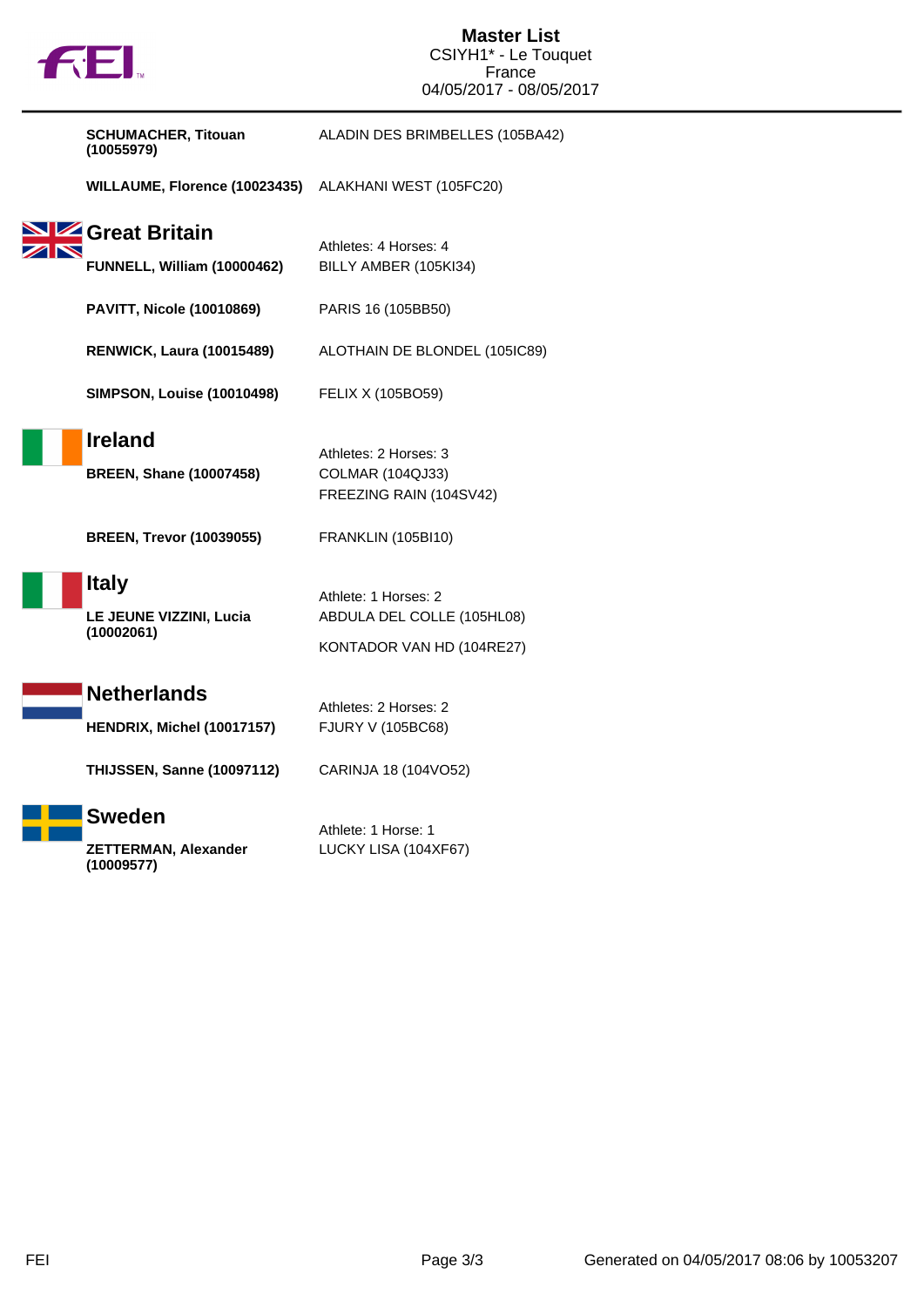**SCHUMACHER, Titouan (10055979)** ALADIN DES BRIMBELLES (105BA42)

**WILLAUME, Florence (10023435)** ALAKHANI WEST (105FC20)

## Great Britain

Athletes: 4 Horses: 4

**FUNNELL, William (10000462)** BILLY AMBER (105KI34)

**PAVITT, Nicole (10010869)** PARIS 16 (105BB50)

**RENWICK, Laura (10015489)** ALOTHAIN DE BLONDEL (105IC89)

**SIMPSON, Louise (10010498)** FELIX X (105BO59)

## Ireland

Athletes: 2 Horses: 3

**BREEN, Shane (10007458)** COLMAR (104QJ33)
FREEZING RAIN (104SV42)

**BREEN, Trevor (10039055)** FRANKLIN (105BI10)

## Italy

Athlete: 1 Horses: 2

**LE JEUNE VIZZINI, Lucia (10002061)** ABDULA DEL COLLE (105HL08)
KONTADOR VAN HD (104RE27)

## Netherlands

Athletes: 2 Horses: 2

**HENDRIX, Michel (10017157)** FJURY V (105BC68)

**THIJSSEN, Sanne (10097112)** CARINJA 18 (104VO52)

## Sweden

Athlete: 1 Horse: 1

**ZETTERMAN, Alexander (10009577)** LUCKY LISA (104XF67)